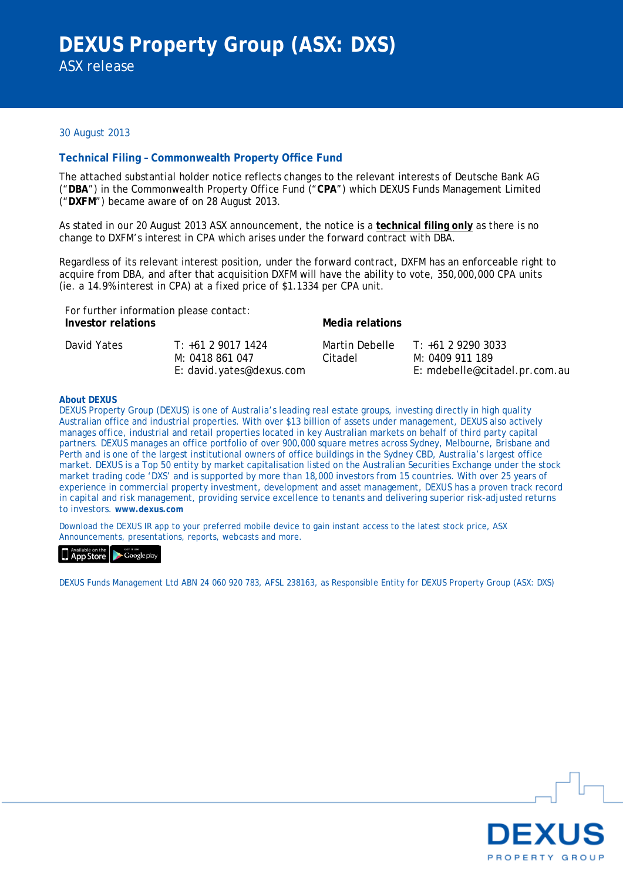# DEXUS Property Group (ASX: DXS)

ASX release

30 August 2013

## Technical Filing – Commonwealth Property Office Fund

The attached substantial holder notice reflects changes to the relevant interests of Deutsche Bank AG ("**DBA**") in the Commonwealth Property Office Fund ("**CPA**") which DEXUS Funds Management Limited ("**DXFM**") became aware of on 28 August 2013.

As stated in our 20 August 2013 ASX announcement, the notice is a **technical filing only** as there is no change to DXFM's interest in CPA which arises under the forward contract with DBA.

Regardless of its relevant interest position, under the forward contract, DXFM has an enforceable right to acquire from DBA, and after that acquisition DXFM will have the ability to vote, 350,000,000 CPA units (ie. a 14.9% interest in CPA) at a fixed price of $1.1334 per CPA unit.

For further information please contact:

| **Investor relations** | | **Media relations** | |
|---|---|---|---|
| David Yates | T: +61 2 9017 1424<br>M: 0418 861 047<br>E: david.yates@dexus.com | Martin Debelle<br>Citadel | T: +61 2 9290 3033<br>M: 0409 911 189<br>E: mdebelle@citadel.pr.com.au |

### About DEXUS

DEXUS Property Group (DEXUS) is one of Australia's leading real estate groups, investing directly in high quality Australian office and industrial properties. With over $13 billion of assets under management, DEXUS also actively manages office, industrial and retail properties located in key Australian markets on behalf of third party capital partners. DEXUS manages an office portfolio of over 900,000 square metres across Sydney, Melbourne, Brisbane and Perth and is one of the largest institutional owners of office buildings in the Sydney CBD, Australia's largest office market. DEXUS is a Top 50 entity by market capitalisation listed on the Australian Securities Exchange under the stock market trading code 'DXS' and is supported by more than 18,000 investors from 15 countries. With over 25 years of experience in commercial property investment, development and asset management, DEXUS has a proven track record in capital and risk management, providing service excellence to tenants and delivering superior risk-adjusted returns to investors. **www.dexus.com**

Download the DEXUS IR app to your preferred mobile device to gain instant access to the latest stock price, ASX Announcements, presentations, reports, webcasts and more.

DEXUS Funds Management Ltd ABN 24 060 920 783, AFSL 238163, as Responsible Entity for DEXUS Property Group (ASX: DXS)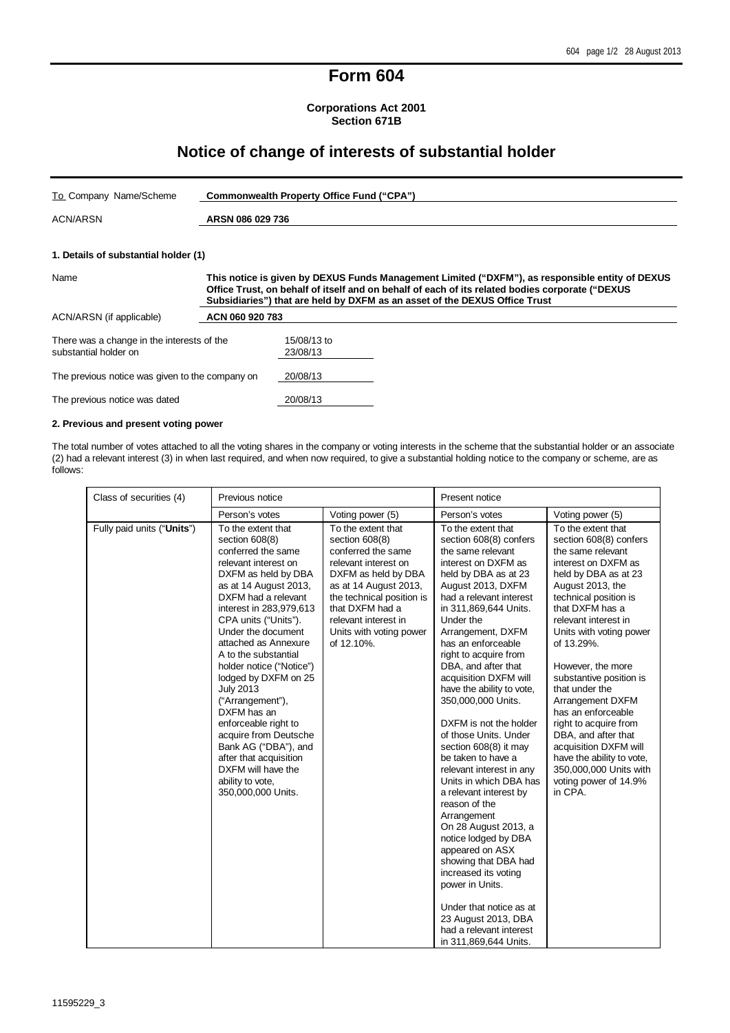# Form 604

**Corporations Act 2001**
**Section 671B**

## Notice of change of interests of substantial holder

| | |
|---|---|
| To Company Name/Scheme | **Commonwealth Property Office Fund ("CPA")** |
| ACN/ARSN | **ARSN 086 029 736** |

### 1. Details of substantial holder (1)

| | |
|---|---|
| Name | **This notice is given by DEXUS Funds Management Limited ("DXFM"), as responsible entity of DEXUS Office Trust, on behalf of itself and on behalf of each of its related bodies corporate ("DEXUS Subsidiaries") that are held by DXFM as an asset of the DEXUS Office Trust** |
| ACN/ARSN (if applicable) | **ACN 060 920 783** |

There was a change in the interests of the substantial holder on: 15/08/13 to 23/08/13

The previous notice was given to the company on: 20/08/13

The previous notice was dated: 20/08/13

### 2. Previous and present voting power

The total number of votes attached to all the voting shares in the company or voting interests in the scheme that the substantial holder or an associate (2) had a relevant interest (3) in when last required, and when now required, to give a substantial holding notice to the company or scheme, are as follows:

| Class of securities (4) | Previous notice | | Present notice | |
|---|---|---|---|---|
| | Person's votes | Voting power (5) | Person's votes | Voting power (5) |
| Fully paid units ("**Units**") | To the extent that section 608(8) conferred the same relevant interest on DXFM as held by DBA as at 14 August 2013, DXFM had a relevant interest in 283,979,613 CPA units ("Units"). Under the document attached as Annexure A to the substantial holder notice ("Notice") lodged by DXFM on 25 July 2013 ("Arrangement"), DXFM has an enforceable right to acquire from Deutsche Bank AG ("DBA"), and after that acquisition DXFM will have the ability to vote, 350,000,000 Units. | To the extent that section 608(8) conferred the same relevant interest on DXFM as held by DBA as at 14 August 2013, the technical position is that DXFM had a relevant interest in Units with voting power of 12.10%. | To the extent that section 608(8) confers the same relevant interest on DXFM as held by DBA as at 23 August 2013, DXFM had a relevant interest in 311,869,644 Units. Under the Arrangement, DXFM has an enforceable right to acquire from DBA, and after that acquisition DXFM will have the ability to vote, 350,000,000 Units. DXFM is not the holder of those Units. Under section 608(8) it may be taken to have a relevant interest in any Units in which DBA has a relevant interest by reason of the Arrangement On 28 August 2013, a notice lodged by DBA appeared on ASX showing that DBA had increased its voting power in Units. Under that notice as at 23 August 2013, DBA had a relevant interest in 311,869,644 Units. | To the extent that section 608(8) confers the same relevant interest on DXFM as held by DBA as at 23 August 2013, the technical position is that DXFM has a relevant interest in Units with voting power of 13.29%. However, the more substantive position is that under the Arrangement DXFM has an enforceable right to acquire from DBA, and after that acquisition DXFM will have the ability to vote, 350,000,000 Units with voting power of 14.9% in CPA. |

11595229_3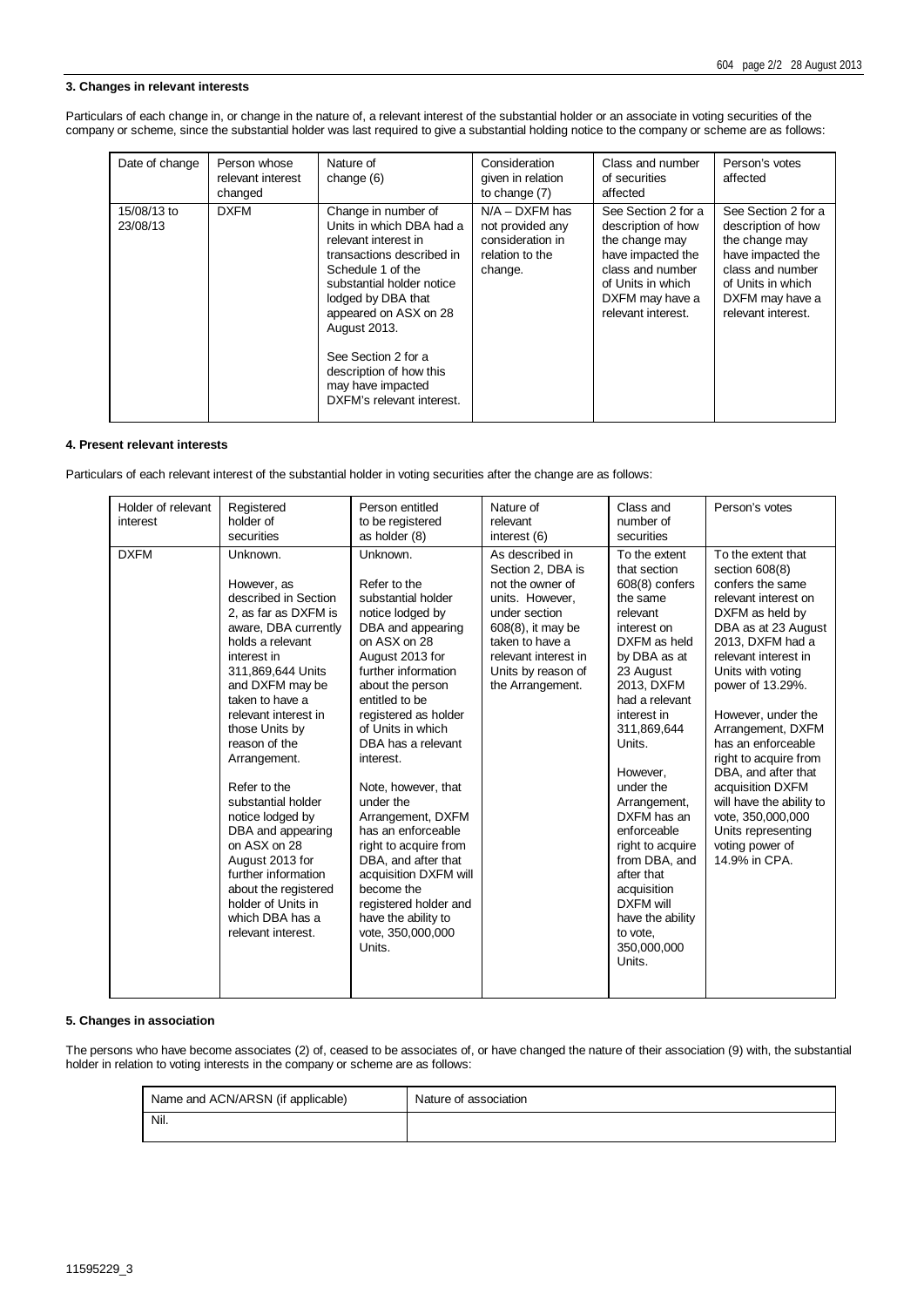### 3. Changes in relevant interests

Particulars of each change in, or change in the nature of, a relevant interest of the substantial holder or an associate in voting securities of the company or scheme, since the substantial holder was last required to give a substantial holding notice to the company or scheme are as follows:

| Date of change | Person whose relevant interest changed | Nature of change (6) | Consideration given in relation to change (7) | Class and number of securities affected | Person's votes affected |
|---|---|---|---|---|---|
| 15/08/13 to 23/08/13 | DXFM | Change in number of Units in which DBA had a relevant interest in transactions described in Schedule 1 of the substantial holder notice lodged by DBA that appeared on ASX on 28 August 2013.<br><br>See Section 2 for a description of how this may have impacted DXFM's relevant interest. | N/A – DXFM has not provided any consideration in relation to the change. | See Section 2 for a description of how the change may have impacted the class and number of Units in which DXFM may have a relevant interest. | See Section 2 for a description of how the change may have impacted the class and number of Units in which DXFM may have a relevant interest. |

### 4. Present relevant interests

Particulars of each relevant interest of the substantial holder in voting securities after the change are as follows:

| Holder of relevant interest | Registered holder of securities | Person entitled to be registered as holder (8) | Nature of relevant interest (6) | Class and number of securities | Person's votes |
|---|---|---|---|---|---|
| DXFM | Unknown.<br><br>However, as described in Section 2, as far as DXFM is aware, DBA currently holds a relevant interest in 311,869,644 Units and DXFM may be taken to have a relevant interest in those Units by reason of the Arrangement.<br><br>Refer to the substantial holder notice lodged by DBA and appearing on ASX on 28 August 2013 for further information about the registered holder of Units in which DBA has a relevant interest. | Unknown.<br><br>Refer to the substantial holder notice lodged by DBA and appearing on ASX on 28 August 2013 for further information about the person entitled to be registered as holder of Units in which DBA has a relevant interest.<br><br>Note, however, that under the Arrangement, DXFM has an enforceable right to acquire from DBA, and after that acquisition DXFM will become the registered holder and have the ability to vote, 350,000,000 Units. | As described in Section 2, DBA is not the owner of units. However, under section 608(8), it may be taken to have a relevant interest in Units by reason of the Arrangement. | To the extent that section 608(8) confers the same relevant interest on DXFM as held by DBA as at 23 August 2013, DXFM had a relevant interest in 311,869,644 Units.<br><br>However, under the Arrangement, DXFM has an enforceable right to acquire from DBA, and after that acquisition DXFM will have the ability to vote, 350,000,000 Units. | To the extent that section 608(8) confers the same relevant interest on DXFM as held by DBA as at 23 August 2013, DXFM had a relevant interest in Units with voting power of 13.29%.<br><br>However, under the Arrangement, DXFM has an enforceable right to acquire from DBA, and after that acquisition DXFM will have the ability to vote, 350,000,000 Units representing voting power of 14.9% in CPA. |

### 5. Changes in association

The persons who have become associates (2) of, ceased to be associates of, or have changed the nature of their association (9) with, the substantial holder in relation to voting interests in the company or scheme are as follows:

| Name and ACN/ARSN (if applicable) | Nature of association |
|---|---|
| Nil. | |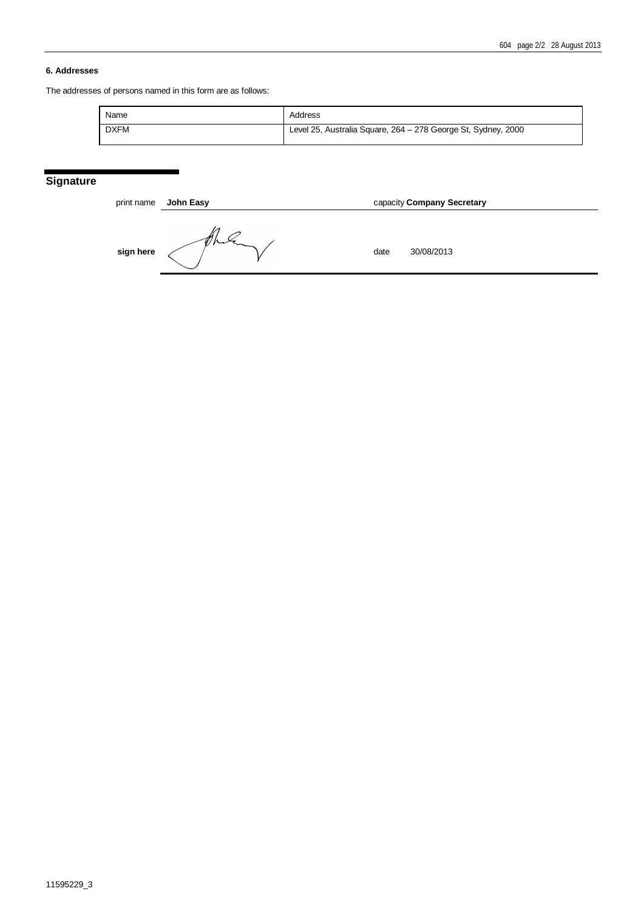**6. Addresses**

The addresses of persons named in this form are as follows:

| Name | Address |
| --- | --- |
| DXFM | Level 25, Australia Square, 264 – 278 George St, Sydney, 2000 |

## Signature

print name **John Easy** capacity **Company Secretary**

**sign here** date 30/08/2013

11595229_3